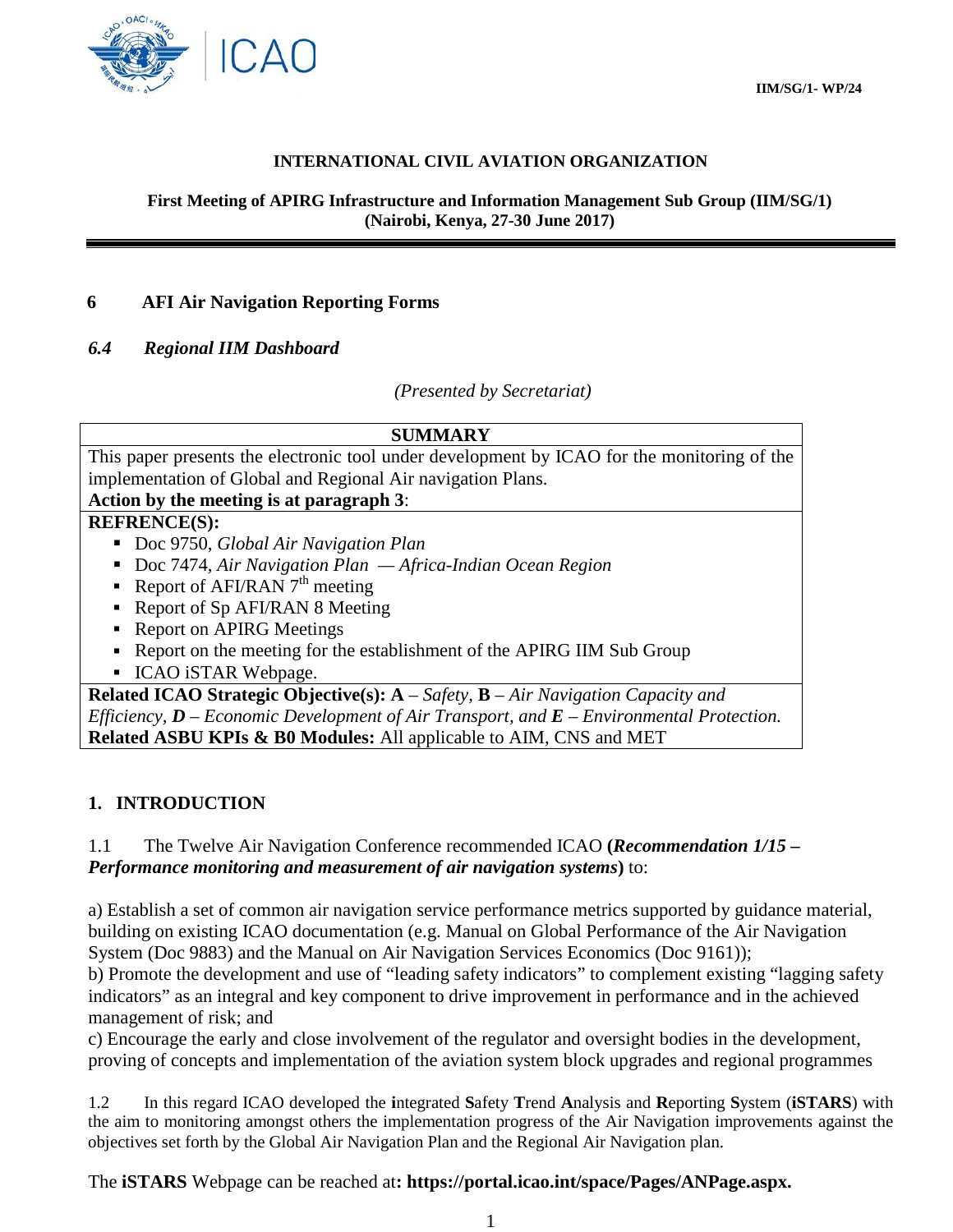IIM/SG/1- WP/24

**INTERNATIONAL CIVIL AVIATION ORGANIZATION**

**First Meeting of APIRG Infrastructure and Information Management Sub Group (IIM/SG/1)**
**(Nairobi, Kenya, 27-30 June 2017)**

## 6 AFI Air Navigation Reporting Forms

### *6.4 Regional IIM Dashboard*

*(Presented by Secretariat)*

| **SUMMARY** |
|---|
| This paper presents the electronic tool under development by ICAO for the monitoring of the implementation of Global and Regional Air navigation Plans.<br>**Action by the meeting is at paragraph 3**: |
| **REFRENCE(S):**<br>▪ Doc 9750, *Global Air Navigation Plan*<br>▪ Doc 7474, *Air Navigation Plan — Africa-Indian Ocean Region*<br>▪ Report of AFI/RAN 7th meeting<br>▪ Report of Sp AFI/RAN 8 Meeting<br>▪ Report on APIRG Meetings<br>▪ Report on the meeting for the establishment of the APIRG IIM Sub Group<br>▪ ICAO iSTAR Webpage. |
| **Related ICAO Strategic Objective(s): A** – *Safety*, **B** – *Air Navigation Capacity and Efficiency*, ***D*** – *Economic Development of Air Transport, and* ***E*** – *Environmental Protection.*<br>**Related ASBU KPIs & B0 Modules:** All applicable to AIM, CNS and MET |

## 1. INTRODUCTION

1.1 The Twelve Air Navigation Conference recommended ICAO **(*Recommendation 1/15 – Performance monitoring and measurement of air navigation systems*)** to:

a) Establish a set of common air navigation service performance metrics supported by guidance material, building on existing ICAO documentation (e.g. Manual on Global Performance of the Air Navigation System (Doc 9883) and the Manual on Air Navigation Services Economics (Doc 9161));
b) Promote the development and use of "leading safety indicators" to complement existing "lagging safety indicators" as an integral and key component to drive improvement in performance and in the achieved management of risk; and
c) Encourage the early and close involvement of the regulator and oversight bodies in the development, proving of concepts and implementation of the aviation system block upgrades and regional programmes

1.2 In this regard ICAO developed the **i**ntegrated **S**afety **T**rend **A**nalysis and **R**eporting **S**ystem (**iSTARS**) with the aim to monitoring amongst others the implementation progress of the Air Navigation improvements against the objectives set forth by the Global Air Navigation Plan and the Regional Air Navigation plan.

The **iSTARS** Webpage can be reached at**: https://portal.icao.int/space/Pages/ANPage.aspx.**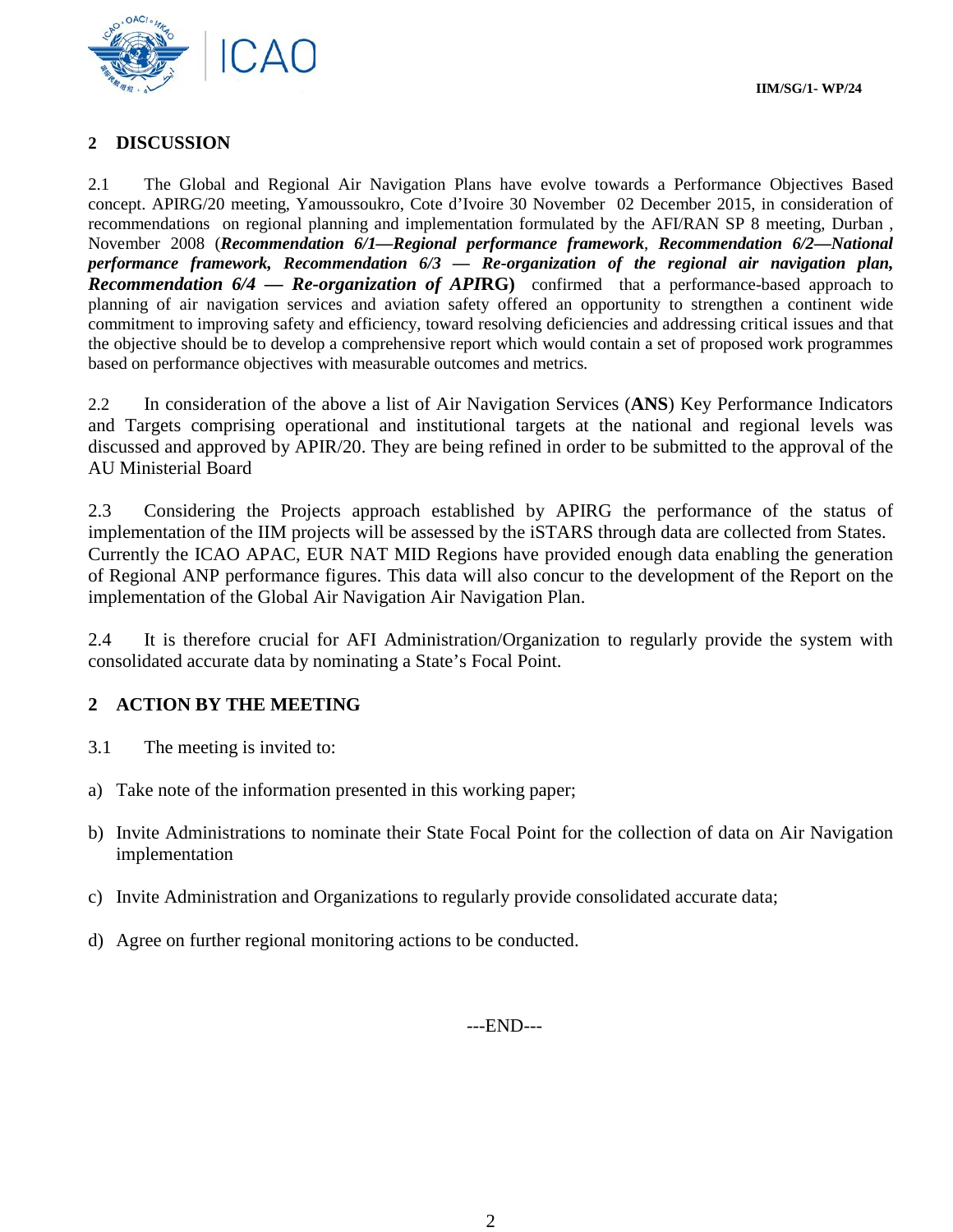## 2 DISCUSSION

2.1 The Global and Regional Air Navigation Plans have evolve towards a Performance Objectives Based concept. APIRG/20 meeting, Yamoussoukro, Cote d'Ivoire 30 November 02 December 2015, in consideration of recommendations on regional planning and implementation formulated by the AFI/RAN SP 8 meeting, Durban , November 2008 (***Recommendation 6/1—Regional performance framework***, ***Recommendation 6/2—National performance framework, Recommendation 6/3 — Re-organization of the regional air navigation plan, Recommendation 6/4 — Re-organization of APIRG)*** confirmed that a performance-based approach to planning of air navigation services and aviation safety offered an opportunity to strengthen a continent wide commitment to improving safety and efficiency, toward resolving deficiencies and addressing critical issues and that the objective should be to develop a comprehensive report which would contain a set of proposed work programmes based on performance objectives with measurable outcomes and metrics.

2.2 In consideration of the above a list of Air Navigation Services (**ANS**) Key Performance Indicators and Targets comprising operational and institutional targets at the national and regional levels was discussed and approved by APIR/20. They are being refined in order to be submitted to the approval of the AU Ministerial Board

2.3 Considering the Projects approach established by APIRG the performance of the status of implementation of the IIM projects will be assessed by the iSTARS through data are collected from States. Currently the ICAO APAC, EUR NAT MID Regions have provided enough data enabling the generation of Regional ANP performance figures. This data will also concur to the development of the Report on the implementation of the Global Air Navigation Air Navigation Plan.

2.4 It is therefore crucial for AFI Administration/Organization to regularly provide the system with consolidated accurate data by nominating a State's Focal Point.

## 2 ACTION BY THE MEETING

3.1 The meeting is invited to:

a) Take note of the information presented in this working paper;

b) Invite Administrations to nominate their State Focal Point for the collection of data on Air Navigation implementation

c) Invite Administration and Organizations to regularly provide consolidated accurate data;

d) Agree on further regional monitoring actions to be conducted.

---END---